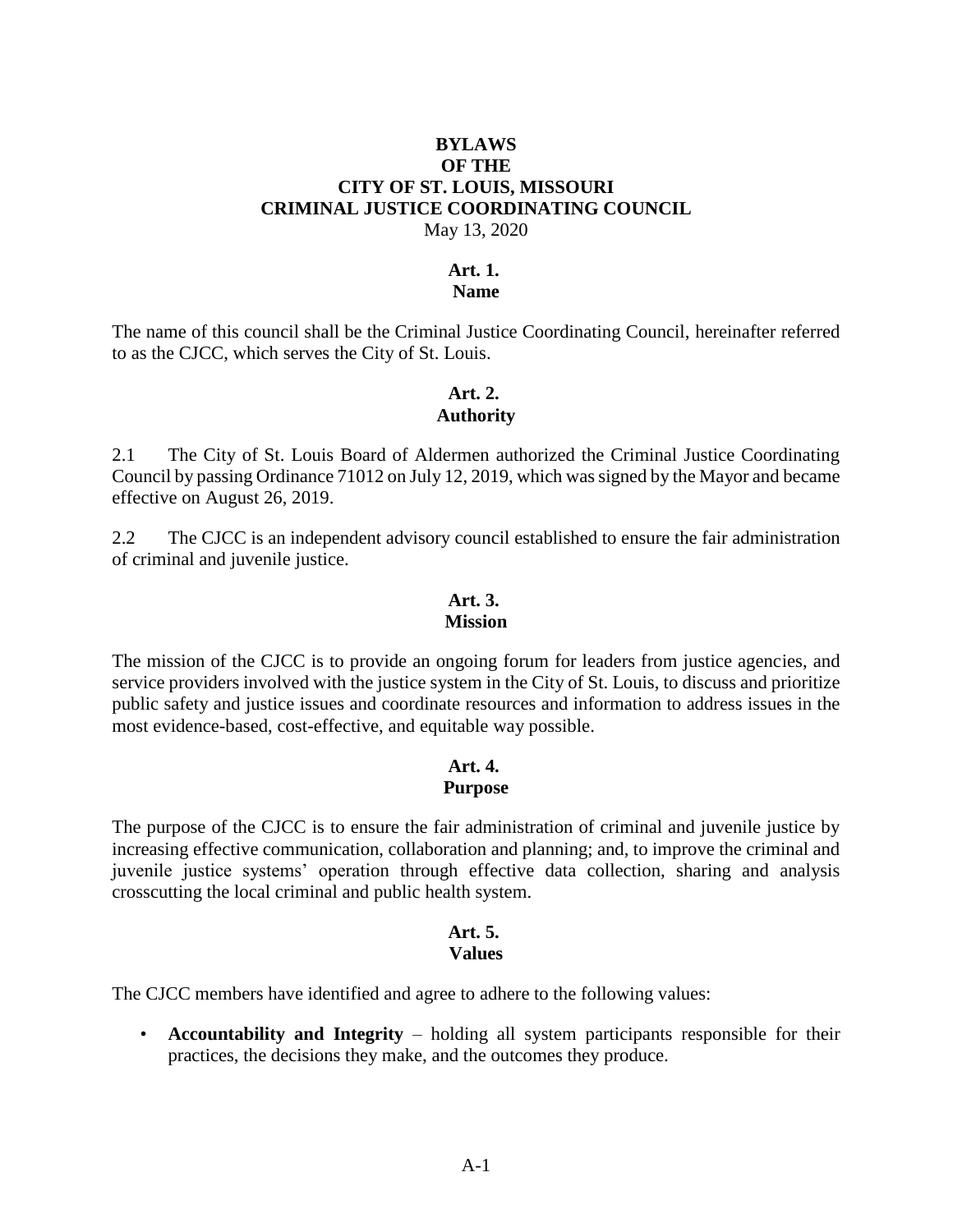# BYLAWS
# OF THE
# CITY OF ST. LOUIS, MISSOURI
# CRIMINAL JUSTICE COORDINATING COUNCIL

May 13, 2020

## Art. 1.
## Name

The name of this council shall be the Criminal Justice Coordinating Council, hereinafter referred to as the CJCC, which serves the City of St. Louis.

## Art. 2.
## Authority

2.1 The City of St. Louis Board of Aldermen authorized the Criminal Justice Coordinating Council by passing Ordinance 71012 on July 12, 2019, which was signed by the Mayor and became effective on August 26, 2019.

2.2 The CJCC is an independent advisory council established to ensure the fair administration of criminal and juvenile justice.

## Art. 3.
## Mission

The mission of the CJCC is to provide an ongoing forum for leaders from justice agencies, and service providers involved with the justice system in the City of St. Louis, to discuss and prioritize public safety and justice issues and coordinate resources and information to address issues in the most evidence-based, cost-effective, and equitable way possible.

## Art. 4.
## Purpose

The purpose of the CJCC is to ensure the fair administration of criminal and juvenile justice by increasing effective communication, collaboration and planning; and, to improve the criminal and juvenile justice systems' operation through effective data collection, sharing and analysis crosscutting the local criminal and public health system.

## Art. 5.
## Values

The CJCC members have identified and agree to adhere to the following values:

- **Accountability and Integrity** – holding all system participants responsible for their practices, the decisions they make, and the outcomes they produce.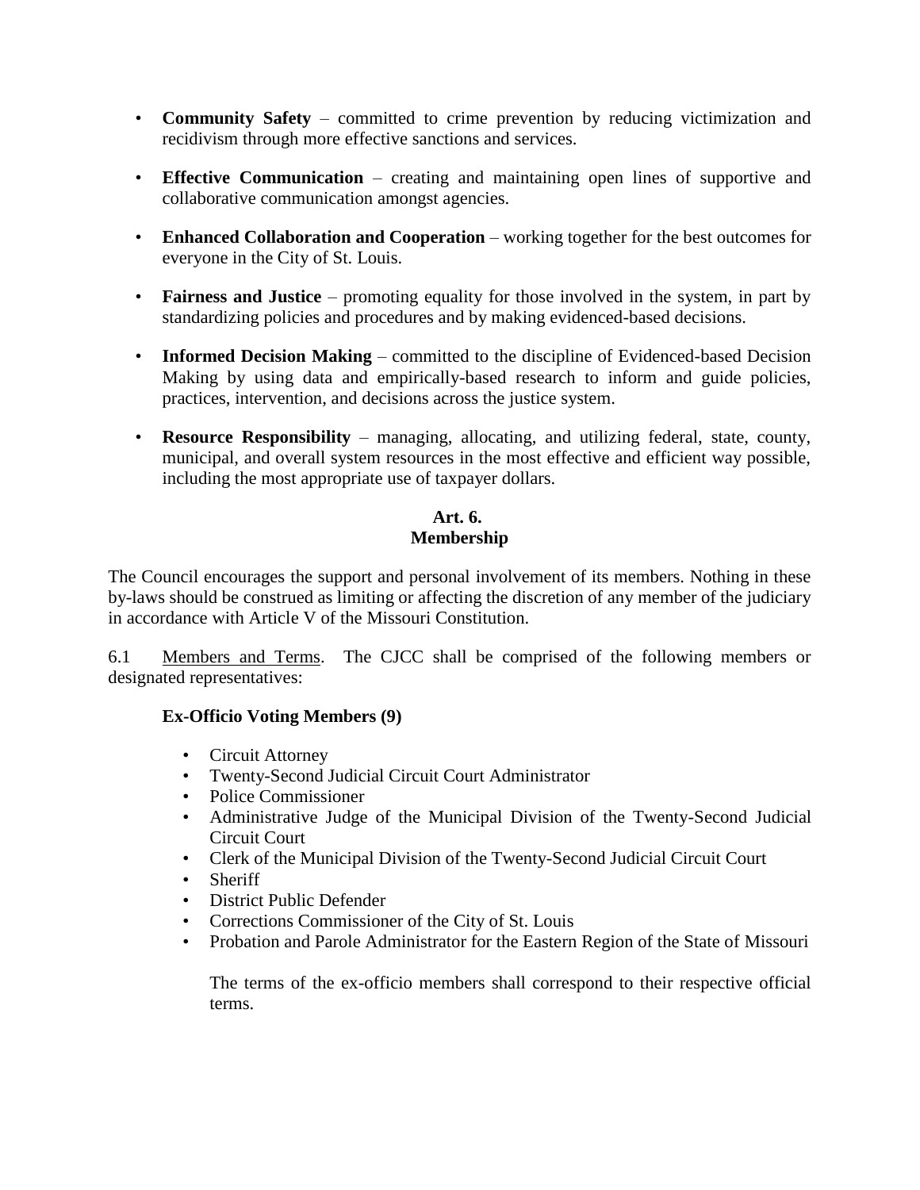- **Community Safety** – committed to crime prevention by reducing victimization and recidivism through more effective sanctions and services.
- **Effective Communication** – creating and maintaining open lines of supportive and collaborative communication amongst agencies.
- **Enhanced Collaboration and Cooperation** – working together for the best outcomes for everyone in the City of St. Louis.
- **Fairness and Justice** – promoting equality for those involved in the system, in part by standardizing policies and procedures and by making evidenced-based decisions.
- **Informed Decision Making** – committed to the discipline of Evidenced-based Decision Making by using data and empirically-based research to inform and guide policies, practices, intervention, and decisions across the justice system.
- **Resource Responsibility** – managing, allocating, and utilizing federal, state, county, municipal, and overall system resources in the most effective and efficient way possible, including the most appropriate use of taxpayer dollars.

## Art. 6.
## Membership

The Council encourages the support and personal involvement of its members. Nothing in these by-laws should be construed as limiting or affecting the discretion of any member of the judiciary in accordance with Article V of the Missouri Constitution.

6.1 Members and Terms. The CJCC shall be comprised of the following members or designated representatives:

**Ex-Officio Voting Members (9)**

- Circuit Attorney
- Twenty-Second Judicial Circuit Court Administrator
- Police Commissioner
- Administrative Judge of the Municipal Division of the Twenty-Second Judicial Circuit Court
- Clerk of the Municipal Division of the Twenty-Second Judicial Circuit Court
- Sheriff
- District Public Defender
- Corrections Commissioner of the City of St. Louis
- Probation and Parole Administrator for the Eastern Region of the State of Missouri

The terms of the ex-officio members shall correspond to their respective official terms.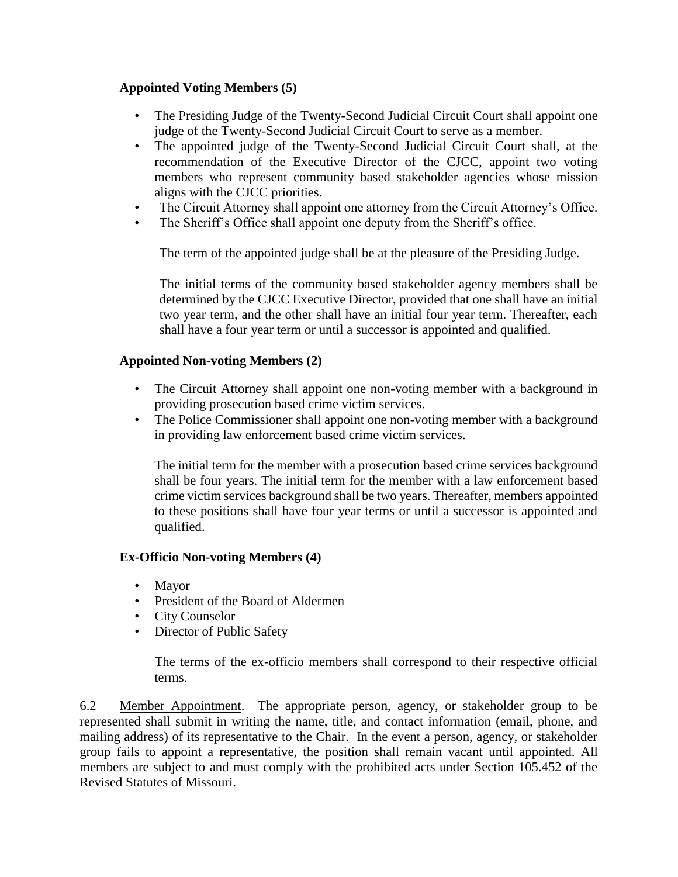**Appointed Voting Members (5)**

- The Presiding Judge of the Twenty-Second Judicial Circuit Court shall appoint one judge of the Twenty-Second Judicial Circuit Court to serve as a member.
- The appointed judge of the Twenty-Second Judicial Circuit Court shall, at the recommendation of the Executive Director of the CJCC, appoint two voting members who represent community based stakeholder agencies whose mission aligns with the CJCC priorities.
- The Circuit Attorney shall appoint one attorney from the Circuit Attorney's Office.
- The Sheriff's Office shall appoint one deputy from the Sheriff's office.

The term of the appointed judge shall be at the pleasure of the Presiding Judge.

The initial terms of the community based stakeholder agency members shall be determined by the CJCC Executive Director, provided that one shall have an initial two year term, and the other shall have an initial four year term. Thereafter, each shall have a four year term or until a successor is appointed and qualified.

**Appointed Non-voting Members (2)**

- The Circuit Attorney shall appoint one non-voting member with a background in providing prosecution based crime victim services.
- The Police Commissioner shall appoint one non-voting member with a background in providing law enforcement based crime victim services.

The initial term for the member with a prosecution based crime services background shall be four years. The initial term for the member with a law enforcement based crime victim services background shall be two years. Thereafter, members appointed to these positions shall have four year terms or until a successor is appointed and qualified.

**Ex-Officio Non-voting Members (4)**

- Mayor
- President of the Board of Aldermen
- City Counselor
- Director of Public Safety

The terms of the ex-officio members shall correspond to their respective official terms.

6.2 Member Appointment. The appropriate person, agency, or stakeholder group to be represented shall submit in writing the name, title, and contact information (email, phone, and mailing address) of its representative to the Chair. In the event a person, agency, or stakeholder group fails to appoint a representative, the position shall remain vacant until appointed. All members are subject to and must comply with the prohibited acts under Section 105.452 of the Revised Statutes of Missouri.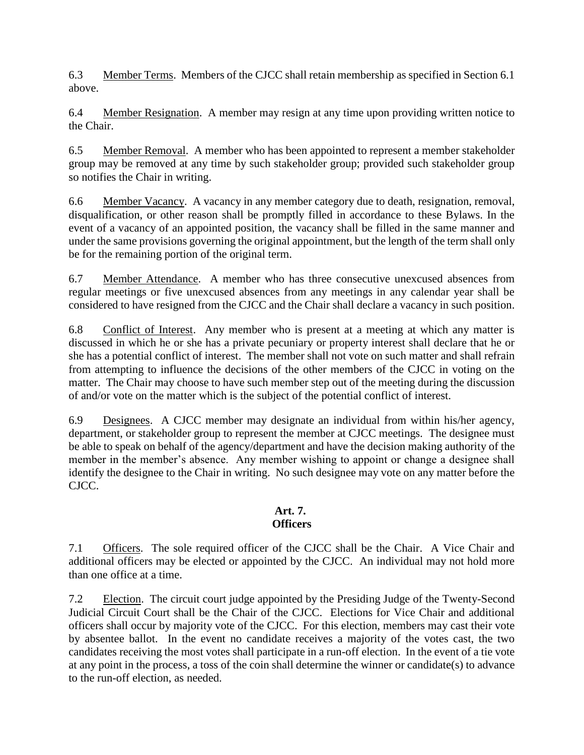6.3 Member Terms. Members of the CJCC shall retain membership as specified in Section 6.1 above.

6.4 Member Resignation. A member may resign at any time upon providing written notice to the Chair.

6.5 Member Removal. A member who has been appointed to represent a member stakeholder group may be removed at any time by such stakeholder group; provided such stakeholder group so notifies the Chair in writing.

6.6 Member Vacancy. A vacancy in any member category due to death, resignation, removal, disqualification, or other reason shall be promptly filled in accordance to these Bylaws. In the event of a vacancy of an appointed position, the vacancy shall be filled in the same manner and under the same provisions governing the original appointment, but the length of the term shall only be for the remaining portion of the original term.

6.7 Member Attendance. A member who has three consecutive unexcused absences from regular meetings or five unexcused absences from any meetings in any calendar year shall be considered to have resigned from the CJCC and the Chair shall declare a vacancy in such position.

6.8 Conflict of Interest. Any member who is present at a meeting at which any matter is discussed in which he or she has a private pecuniary or property interest shall declare that he or she has a potential conflict of interest. The member shall not vote on such matter and shall refrain from attempting to influence the decisions of the other members of the CJCC in voting on the matter. The Chair may choose to have such member step out of the meeting during the discussion of and/or vote on the matter which is the subject of the potential conflict of interest.

6.9 Designees. A CJCC member may designate an individual from within his/her agency, department, or stakeholder group to represent the member at CJCC meetings. The designee must be able to speak on behalf of the agency/department and have the decision making authority of the member in the member's absence. Any member wishing to appoint or change a designee shall identify the designee to the Chair in writing. No such designee may vote on any matter before the CJCC.

## Art. 7.
## Officers

7.1 Officers. The sole required officer of the CJCC shall be the Chair. A Vice Chair and additional officers may be elected or appointed by the CJCC. An individual may not hold more than one office at a time.

7.2 Election. The circuit court judge appointed by the Presiding Judge of the Twenty-Second Judicial Circuit Court shall be the Chair of the CJCC. Elections for Vice Chair and additional officers shall occur by majority vote of the CJCC. For this election, members may cast their vote by absentee ballot. In the event no candidate receives a majority of the votes cast, the two candidates receiving the most votes shall participate in a run-off election. In the event of a tie vote at any point in the process, a toss of the coin shall determine the winner or candidate(s) to advance to the run-off election, as needed.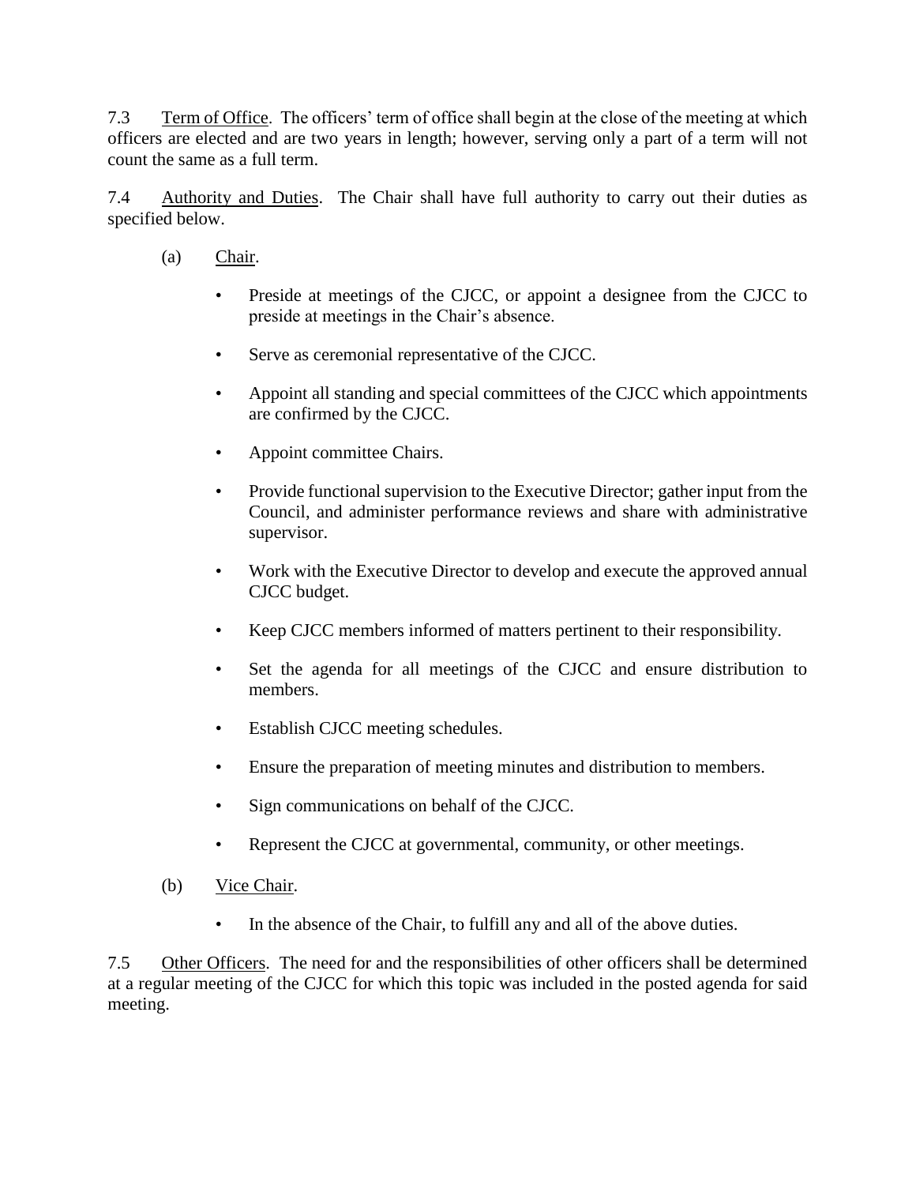7.3 Term of Office. The officers' term of office shall begin at the close of the meeting at which officers are elected and are two years in length; however, serving only a part of a term will not count the same as a full term.

7.4 Authority and Duties. The Chair shall have full authority to carry out their duties as specified below.

(a) Chair.

- Preside at meetings of the CJCC, or appoint a designee from the CJCC to preside at meetings in the Chair's absence.
- Serve as ceremonial representative of the CJCC.
- Appoint all standing and special committees of the CJCC which appointments are confirmed by the CJCC.
- Appoint committee Chairs.
- Provide functional supervision to the Executive Director; gather input from the Council, and administer performance reviews and share with administrative supervisor.
- Work with the Executive Director to develop and execute the approved annual CJCC budget.
- Keep CJCC members informed of matters pertinent to their responsibility.
- Set the agenda for all meetings of the CJCC and ensure distribution to members.
- Establish CJCC meeting schedules.
- Ensure the preparation of meeting minutes and distribution to members.
- Sign communications on behalf of the CJCC.
- Represent the CJCC at governmental, community, or other meetings.

(b) Vice Chair.

- In the absence of the Chair, to fulfill any and all of the above duties.

7.5 Other Officers. The need for and the responsibilities of other officers shall be determined at a regular meeting of the CJCC for which this topic was included in the posted agenda for said meeting.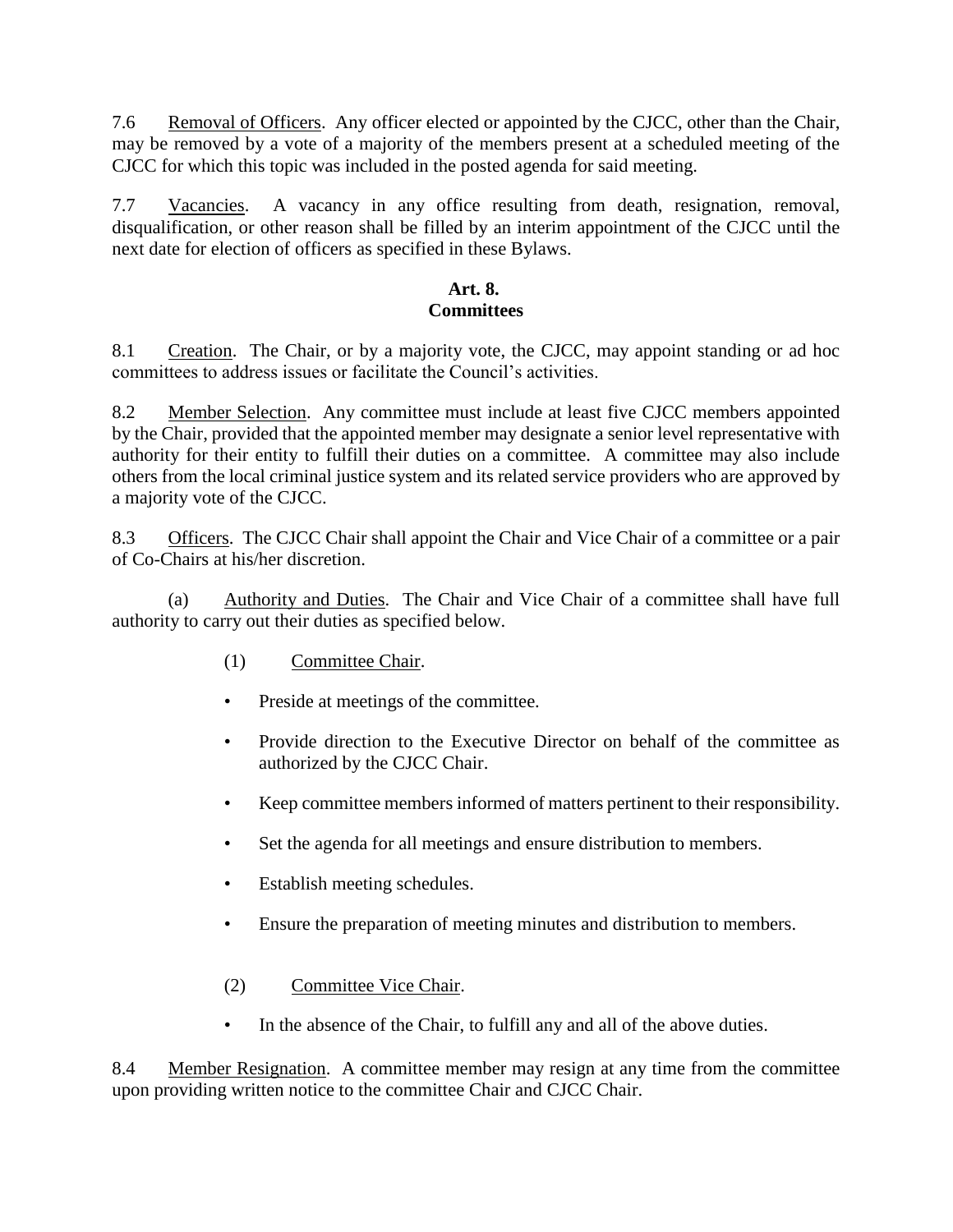7.6 Removal of Officers. Any officer elected or appointed by the CJCC, other than the Chair, may be removed by a vote of a majority of the members present at a scheduled meeting of the CJCC for which this topic was included in the posted agenda for said meeting.

7.7 Vacancies. A vacancy in any office resulting from death, resignation, removal, disqualification, or other reason shall be filled by an interim appointment of the CJCC until the next date for election of officers as specified in these Bylaws.

## Art. 8.
## Committees

8.1 Creation. The Chair, or by a majority vote, the CJCC, may appoint standing or ad hoc committees to address issues or facilitate the Council's activities.

8.2 Member Selection. Any committee must include at least five CJCC members appointed by the Chair, provided that the appointed member may designate a senior level representative with authority for their entity to fulfill their duties on a committee. A committee may also include others from the local criminal justice system and its related service providers who are approved by a majority vote of the CJCC.

8.3 Officers. The CJCC Chair shall appoint the Chair and Vice Chair of a committee or a pair of Co-Chairs at his/her discretion.

(a) Authority and Duties. The Chair and Vice Chair of a committee shall have full authority to carry out their duties as specified below.

(1) Committee Chair.

- Preside at meetings of the committee.
- Provide direction to the Executive Director on behalf of the committee as authorized by the CJCC Chair.
- Keep committee members informed of matters pertinent to their responsibility.
- Set the agenda for all meetings and ensure distribution to members.
- Establish meeting schedules.
- Ensure the preparation of meeting minutes and distribution to members.

(2) Committee Vice Chair.

- In the absence of the Chair, to fulfill any and all of the above duties.

8.4 Member Resignation. A committee member may resign at any time from the committee upon providing written notice to the committee Chair and CJCC Chair.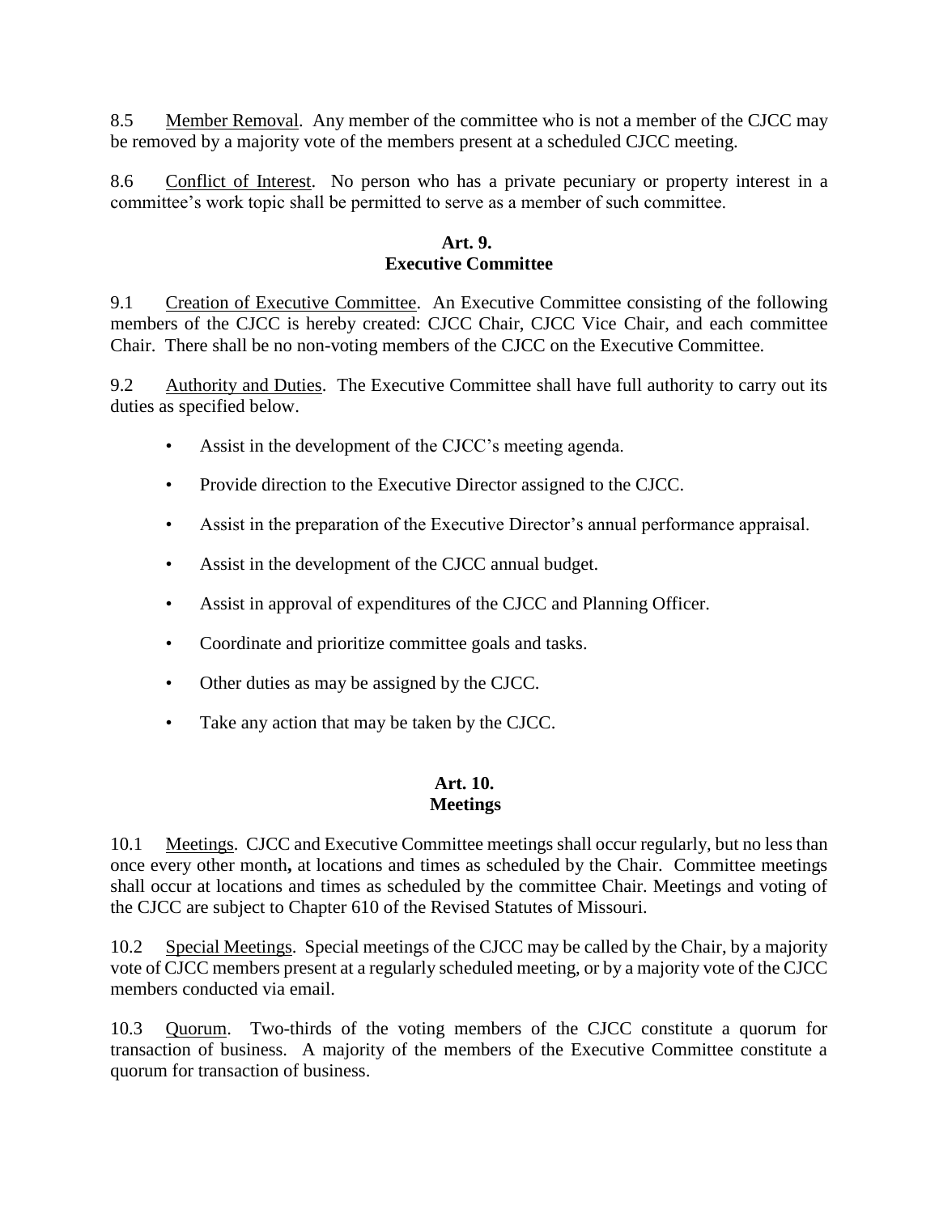8.5 Member Removal. Any member of the committee who is not a member of the CJCC may be removed by a majority vote of the members present at a scheduled CJCC meeting.

8.6 Conflict of Interest. No person who has a private pecuniary or property interest in a committee's work topic shall be permitted to serve as a member of such committee.

## Art. 9.
## Executive Committee

9.1 Creation of Executive Committee. An Executive Committee consisting of the following members of the CJCC is hereby created: CJCC Chair, CJCC Vice Chair, and each committee Chair. There shall be no non-voting members of the CJCC on the Executive Committee.

9.2 Authority and Duties. The Executive Committee shall have full authority to carry out its duties as specified below.

- Assist in the development of the CJCC's meeting agenda.
- Provide direction to the Executive Director assigned to the CJCC.
- Assist in the preparation of the Executive Director's annual performance appraisal.
- Assist in the development of the CJCC annual budget.
- Assist in approval of expenditures of the CJCC and Planning Officer.
- Coordinate and prioritize committee goals and tasks.
- Other duties as may be assigned by the CJCC.
- Take any action that may be taken by the CJCC.

## Art. 10.
## Meetings

10.1 Meetings. CJCC and Executive Committee meetings shall occur regularly, but no less than once every other month**,** at locations and times as scheduled by the Chair. Committee meetings shall occur at locations and times as scheduled by the committee Chair. Meetings and voting of the CJCC are subject to Chapter 610 of the Revised Statutes of Missouri.

10.2 Special Meetings. Special meetings of the CJCC may be called by the Chair, by a majority vote of CJCC members present at a regularly scheduled meeting, or by a majority vote of the CJCC members conducted via email.

10.3 Quorum. Two-thirds of the voting members of the CJCC constitute a quorum for transaction of business. A majority of the members of the Executive Committee constitute a quorum for transaction of business.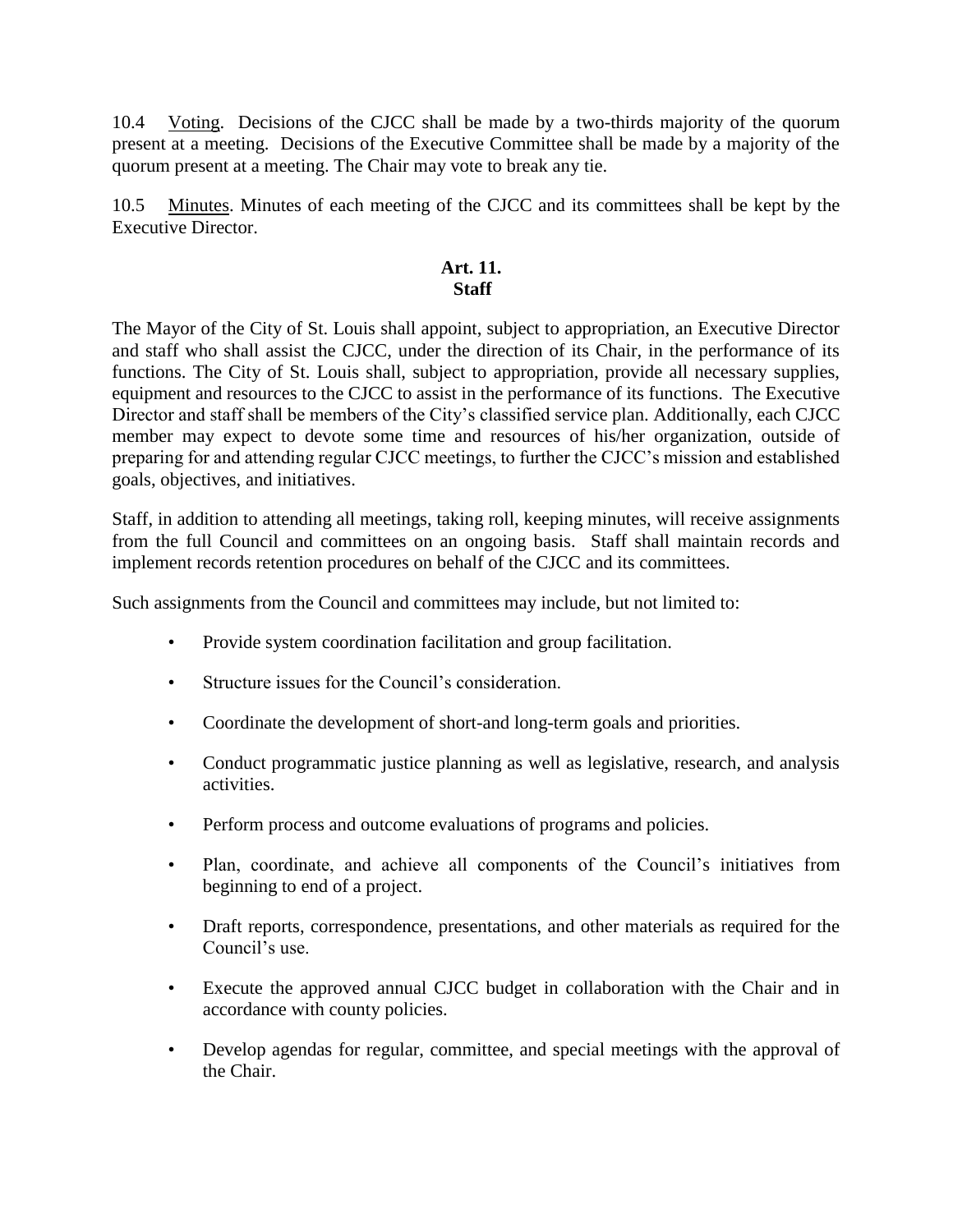10.4 Voting. Decisions of the CJCC shall be made by a two-thirds majority of the quorum present at a meeting. Decisions of the Executive Committee shall be made by a majority of the quorum present at a meeting. The Chair may vote to break any tie.

10.5 Minutes. Minutes of each meeting of the CJCC and its committees shall be kept by the Executive Director.

## Art. 11.
## Staff

The Mayor of the City of St. Louis shall appoint, subject to appropriation, an Executive Director and staff who shall assist the CJCC, under the direction of its Chair, in the performance of its functions. The City of St. Louis shall, subject to appropriation, provide all necessary supplies, equipment and resources to the CJCC to assist in the performance of its functions. The Executive Director and staff shall be members of the City's classified service plan. Additionally, each CJCC member may expect to devote some time and resources of his/her organization, outside of preparing for and attending regular CJCC meetings, to further the CJCC's mission and established goals, objectives, and initiatives.

Staff, in addition to attending all meetings, taking roll, keeping minutes, will receive assignments from the full Council and committees on an ongoing basis. Staff shall maintain records and implement records retention procedures on behalf of the CJCC and its committees.

Such assignments from the Council and committees may include, but not limited to:

- Provide system coordination facilitation and group facilitation.
- Structure issues for the Council's consideration.
- Coordinate the development of short-and long-term goals and priorities.
- Conduct programmatic justice planning as well as legislative, research, and analysis activities.
- Perform process and outcome evaluations of programs and policies.
- Plan, coordinate, and achieve all components of the Council's initiatives from beginning to end of a project.
- Draft reports, correspondence, presentations, and other materials as required for the Council's use.
- Execute the approved annual CJCC budget in collaboration with the Chair and in accordance with county policies.
- Develop agendas for regular, committee, and special meetings with the approval of the Chair.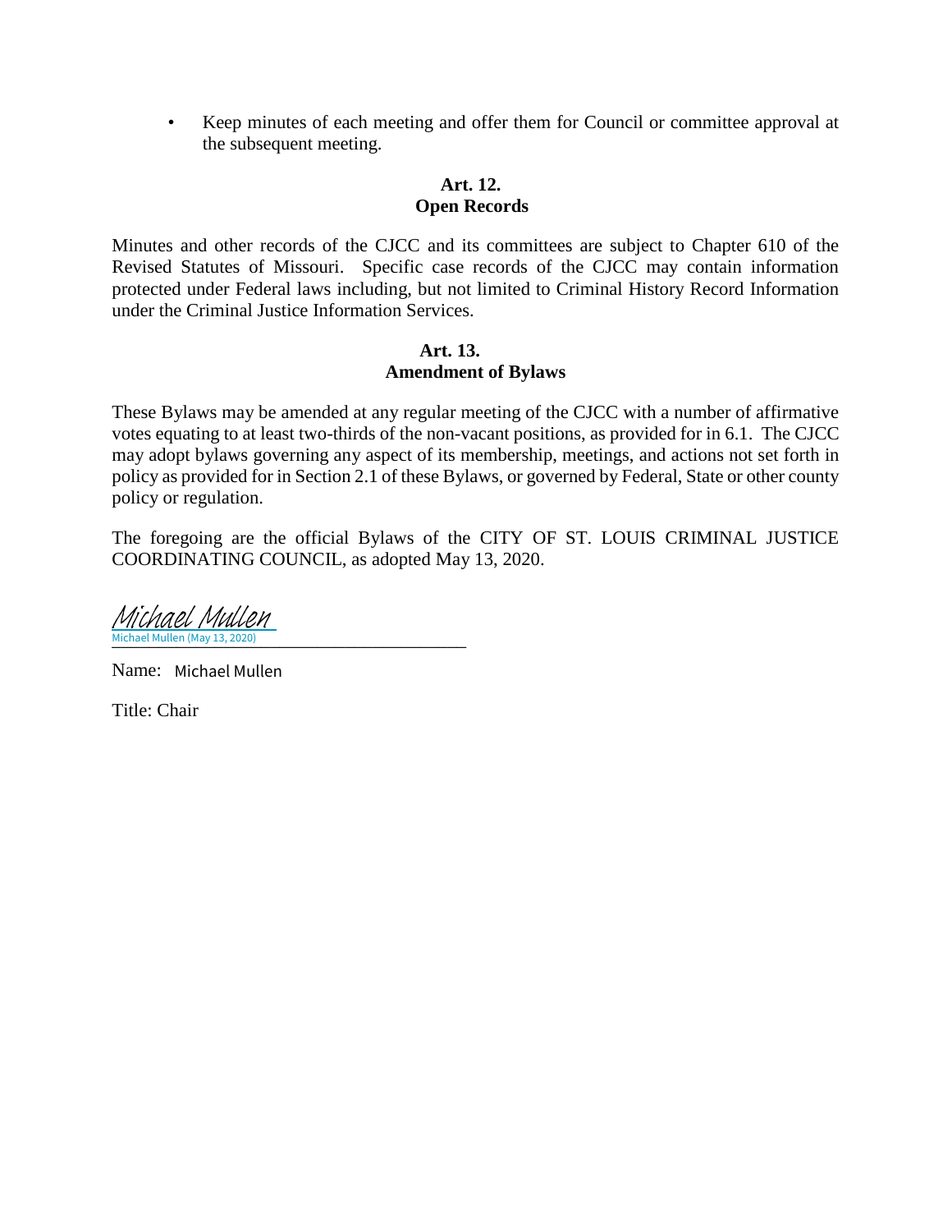- Keep minutes of each meeting and offer them for Council or committee approval at the subsequent meeting.

## Art. 12.
## Open Records

Minutes and other records of the CJCC and its committees are subject to Chapter 610 of the Revised Statutes of Missouri. Specific case records of the CJCC may contain information protected under Federal laws including, but not limited to Criminal History Record Information under the Criminal Justice Information Services.

## Art. 13.
## Amendment of Bylaws

These Bylaws may be amended at any regular meeting of the CJCC with a number of affirmative votes equating to at least two-thirds of the non-vacant positions, as provided for in 6.1. The CJCC may adopt bylaws governing any aspect of its membership, meetings, and actions not set forth in policy as provided for in Section 2.1 of these Bylaws, or governed by Federal, State or other county policy or regulation.

The foregoing are the official Bylaws of the CITY OF ST. LOUIS CRIMINAL JUSTICE COORDINATING COUNCIL, as adopted May 13, 2020.

Michael Mullen
Michael Mullen (May 13, 2020)

Name: Michael Mullen

Title: Chair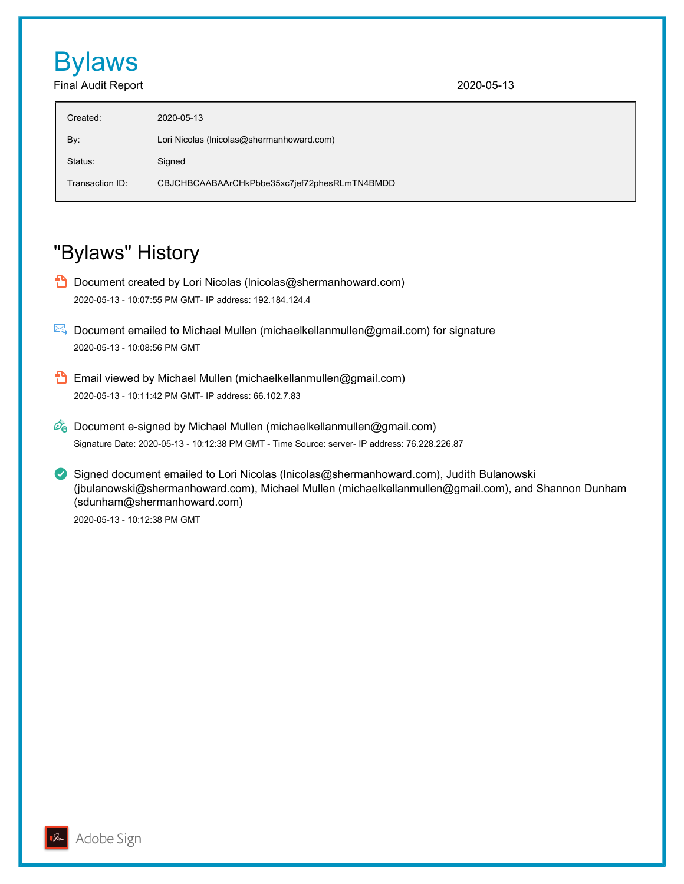# Bylaws

Final Audit Report 2020-05-13

| | |
|---|---|
| Created: | 2020-05-13 |
| By: | Lori Nicolas (lnicolas@shermanhoward.com) |
| Status: | Signed |
| Transaction ID: | CBJCHBCAABAArCHkPbbe35xc7jef72phesRLmTN4BMDD |

## "Bylaws" History

Document created by Lori Nicolas (lnicolas@shermanhoward.com)
2020-05-13 - 10:07:55 PM GMT- IP address: 192.184.124.4

Document emailed to Michael Mullen (michaelkellanmullen@gmail.com) for signature
2020-05-13 - 10:08:56 PM GMT

Email viewed by Michael Mullen (michaelkellanmullen@gmail.com)
2020-05-13 - 10:11:42 PM GMT- IP address: 66.102.7.83

Document e-signed by Michael Mullen (michaelkellanmullen@gmail.com)
Signature Date: 2020-05-13 - 10:12:38 PM GMT - Time Source: server- IP address: 76.228.226.87

Signed document emailed to Lori Nicolas (lnicolas@shermanhoward.com), Judith Bulanowski (jbulanowski@shermanhoward.com), Michael Mullen (michaelkellanmullen@gmail.com), and Shannon Dunham (sdunham@shermanhoward.com)
2020-05-13 - 10:12:38 PM GMT

Adobe Sign